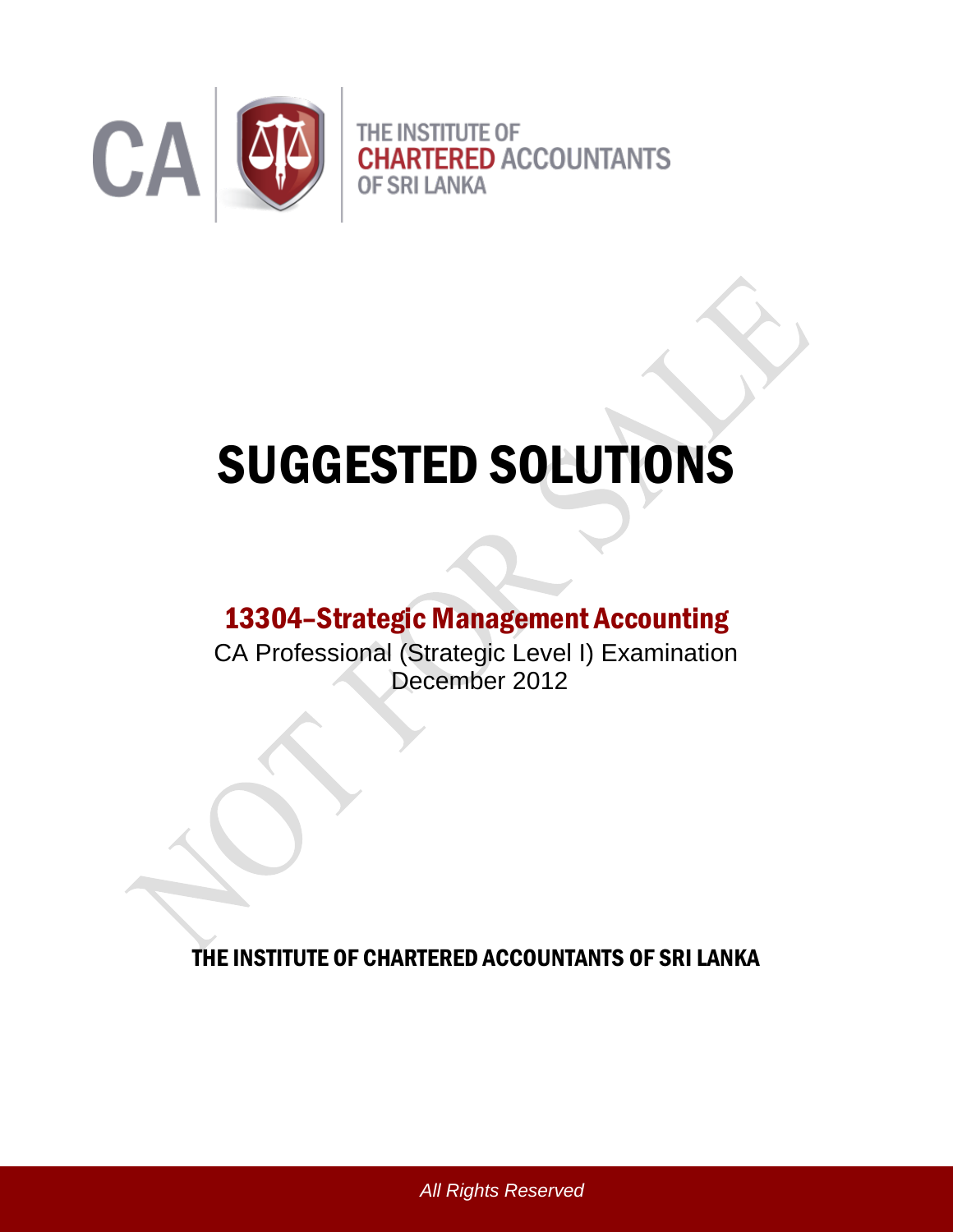THE INSTITUTE OF CHARTERED ACCOUNTANTS OF SRI LANKA

# SUGGESTED SOLUTIONS

## 13304–Strategic Management Accounting

CA Professional (Strategic Level I) Examination
December 2012

THE INSTITUTE OF CHARTERED ACCOUNTANTS OF SRI LANKA

*All Rights Reserved*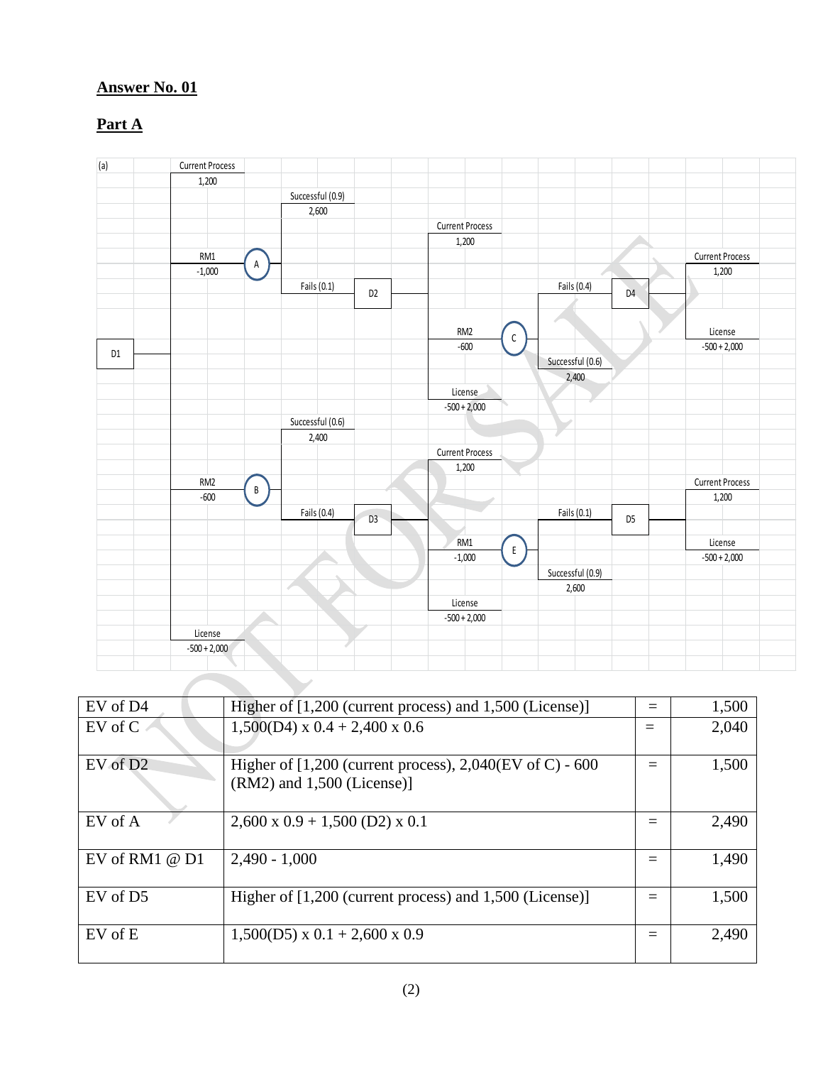## Answer No. 01

## Part A

(a)

- **D1**
  - Current Process: 1,200
  - RM1: -1,000 → **A**
    - Successful (0.9): 2,600
    - Fails (0.1) → **D2**
      - Current Process: 1,200
      - RM2: -600 → **C**
        - Fails (0.4) → **D4**
          - Current Process: 1,200
          - License: -500 + 2,000
        - Successful (0.6): 2,400
      - License: -500 + 2,000
  - RM2: -600 → **B**
    - Successful (0.6): 2,400
    - Fails (0.4) → **D3**
      - Current Process: 1,200
      - RM1: -1,000 → **E**
        - Fails (0.1) → **D5**
          - Current Process: 1,200
          - License: -500 + 2,000
        - Successful (0.9): 2,600
      - License: -500 + 2,000
  - License: -500 + 2,000

| | | | |
|---|---|---|---|
| EV of D4 | Higher of [1,200 (current process) and 1,500 (License)] | = | 1,500 |
| EV of C | 1,500(D4) x 0.4 + 2,400 x 0.6 | = | 2,040 |
| EV of D2 | Higher of [1,200 (current process), 2,040(EV of C) - 600 (RM2) and 1,500 (License)] | = | 1,500 |
| EV of A | 2,600 x 0.9 + 1,500 (D2) x 0.1 | = | 2,490 |
| EV of RM1 @ D1 | 2,490 - 1,000 | = | 1,490 |
| EV of D5 | Higher of [1,200 (current process) and 1,500 (License)] | = | 1,500 |
| EV of E | 1,500(D5) x 0.1 + 2,600 x 0.9 | = | 2,490 |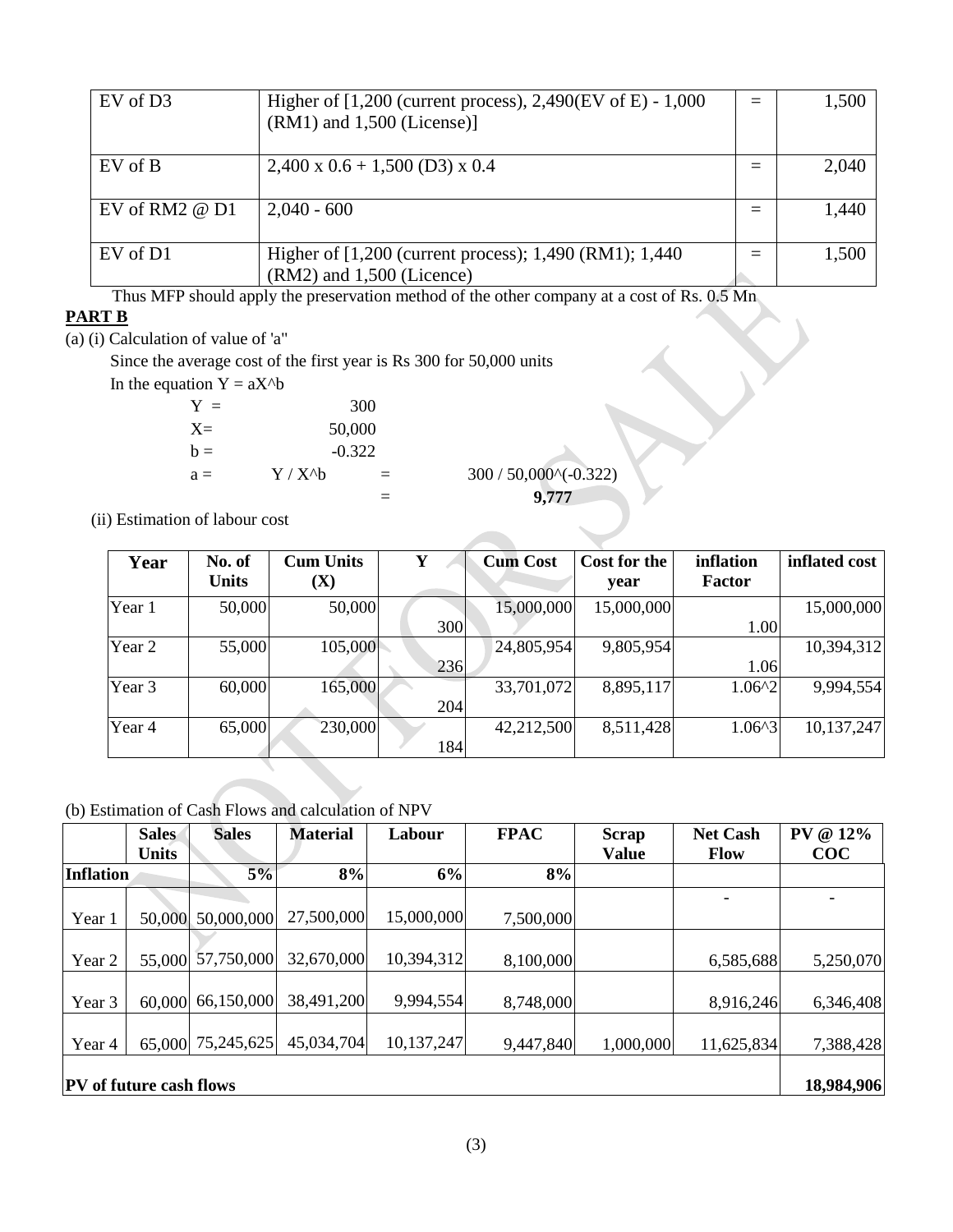| EV of D3 | Higher of [1,200 (current process), 2,490(EV of E) - 1,000 (RM1) and 1,500 (License)] | = | 1,500 |
|---|---|---|---|
| EV of B | 2,400 x 0.6 + 1,500 (D3) x 0.4 | = | 2,040 |
| EV of RM2 @ D1 | 2,040 - 600 | = | 1,440 |
| EV of D1 | Higher of [1,200 (current process); 1,490 (RM1); 1,440 (RM2) and 1,500 (Licence) | = | 1,500 |

Thus MFP should apply the preservation method of the other company at a cost of Rs. 0.5 Mn

**PART B**

(a) (i) Calculation of value of 'a"

Since the average cost of the first year is Rs 300 for 50,000 units

In the equation Y = aX^b

Y = 300

X= 50,000

b = -0.322

a = Y / X^b = 300 / 50,000^(-0.322)

= **9,777**

(ii) Estimation of labour cost

| Year | No. of Units | Cum Units (X) | Y | Cum Cost | Cost for the year | inflation Factor | inflated cost |
|---|---|---|---|---|---|---|---|
| Year 1 | 50,000 | 50,000 | 300 | 15,000,000 | 15,000,000 | 1.00 | 15,000,000 |
| Year 2 | 55,000 | 105,000 | 236 | 24,805,954 | 9,805,954 | 1.06 | 10,394,312 |
| Year 3 | 60,000 | 165,000 | 204 | 33,701,072 | 8,895,117 | 1.06^2 | 9,994,554 |
| Year 4 | 65,000 | 230,000 | 184 | 42,212,500 | 8,511,428 | 1.06^3 | 10,137,247 |

(b) Estimation of Cash Flows and calculation of NPV

| | Sales Units | Sales | Material | Labour | FPAC | Scrap Value | Net Cash Flow | PV @ 12% COC |
|---|---|---|---|---|---|---|---|---|
| **Inflation** | | 5% | 8% | 6% | 8% | | | |
| Year 1 | 50,000 | 50,000,000 | 27,500,000 | 15,000,000 | 7,500,000 | | - | - |
| Year 2 | 55,000 | 57,750,000 | 32,670,000 | 10,394,312 | 8,100,000 | | 6,585,688 | 5,250,070 |
| Year 3 | 60,000 | 66,150,000 | 38,491,200 | 9,994,554 | 8,748,000 | | 8,916,246 | 6,346,408 |
| Year 4 | 65,000 | 75,245,625 | 45,034,704 | 10,137,247 | 9,447,840 | 1,000,000 | 11,625,834 | 7,388,428 |
| **PV of future cash flows** | | | | | | | | **18,984,906** |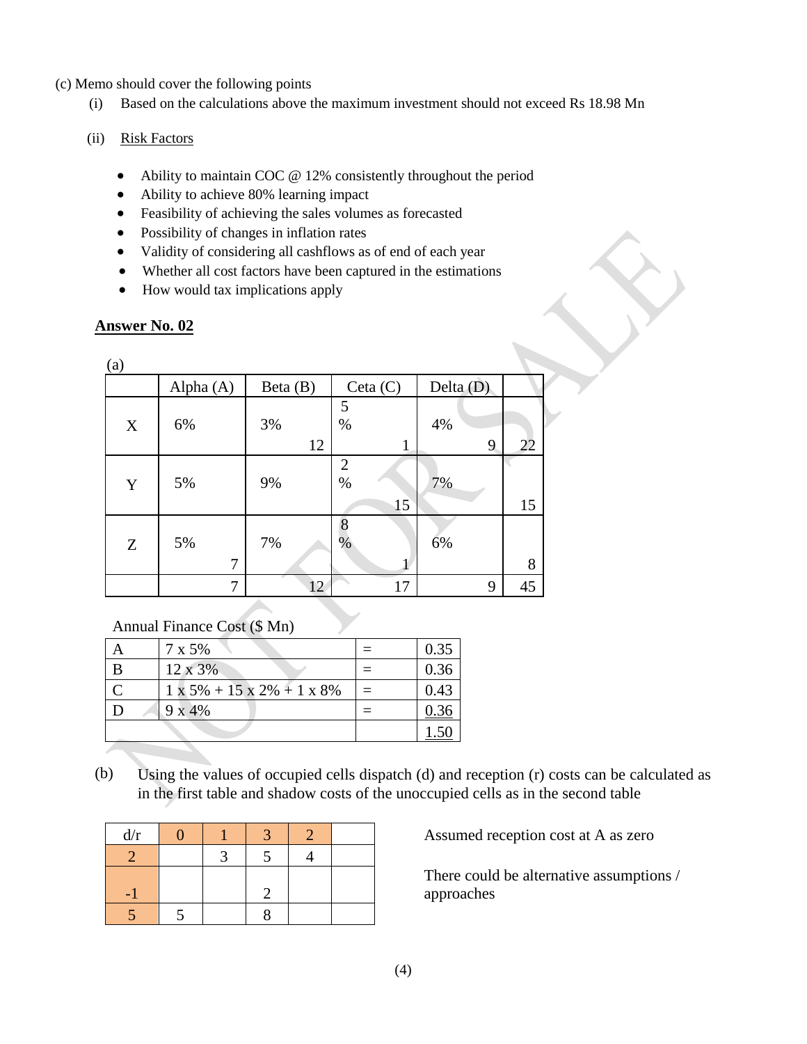(c) Memo should cover the following points

(i) Based on the calculations above the maximum investment should not exceed Rs 18.98 Mn

(ii) Risk Factors

- Ability to maintain COC @ 12% consistently throughout the period
- Ability to achieve 80% learning impact
- Feasibility of achieving the sales volumes as forecasted
- Possibility of changes in inflation rates
- Validity of considering all cashflows as of end of each year
- Whether all cost factors have been captured in the estimations
- How would tax implications apply

## Answer No. 02

(a)

| | Alpha (A) | Beta (B) | Ceta (C) | Delta (D) | |
|---|---|---|---|---|---|
| X | 6% | 3% 12 | 5% 1 | 4% 9 | 22 |
| Y | 5% | 9% | 2% 15 | 7% | 15 |
| Z | 5% 7 | 7% | 8% 1 | 6% | 8 |
| | 7 | 12 | 17 | 9 | 45 |

Annual Finance Cost ($ Mn)

| | | | |
|---|---|---|---|
| A | 7 x 5% | = | 0.35 |
| B | 12 x 3% | = | 0.36 |
| C | 1 x 5% + 15 x 2% + 1 x 8% | = | 0.43 |
| D | 9 x 4% | = | 0.36 |
| | | | 1.50 |

(b) Using the values of occupied cells dispatch (d) and reception (r) costs can be calculated as in the first table and shadow costs of the unoccupied cells as in the second table

| d/r | 0 | 1 | 3 | 2 | |
|---|---|---|---|---|---|
| 2 | | 3 | 5 | 4 | |
| -1 | | | 2 | | |
| 5 | 5 | | 8 | | |

Assumed reception cost at A as zero

There could be alternative assumptions / approaches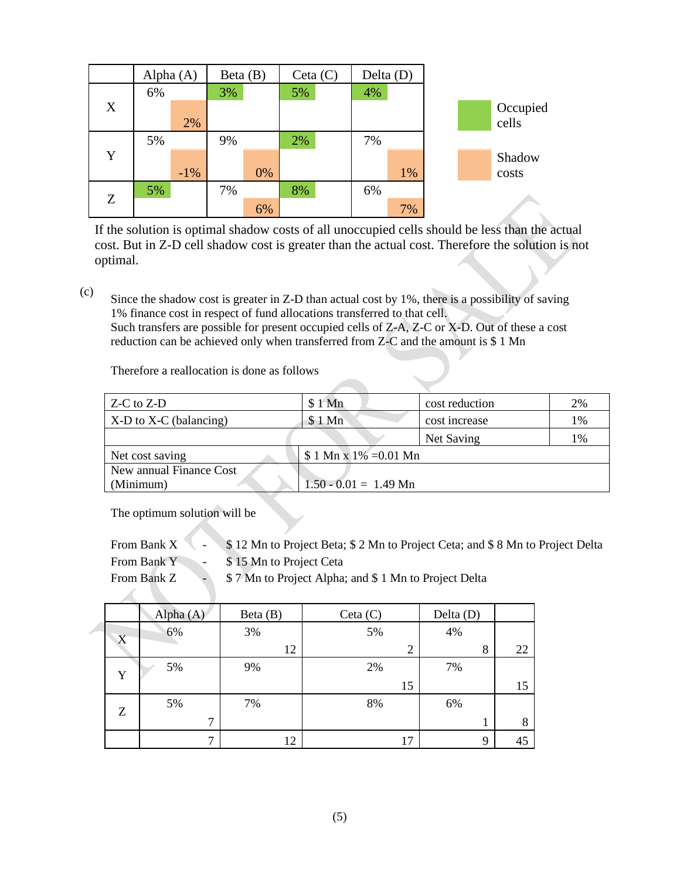| | Alpha (A) | Beta (B) | Ceta (C) | Delta (D) |
|---|---|---|---|---|
| X | 6% / 2% | 3% | 5% | 4% |
| Y | 5% / -1% | 9% / 0% | 2% | 7% / 1% |
| Z | 5% | 7% / 6% | 8% | 6% / 7% |

Legend: Occupied cells (3% in X-B, 5% in X-C, 4% in X-D, 2% in Y-C, 5% in Z-A, 8% in Z-C); Shadow costs (2% in X-A, -1% in Y-A, 0% in Y-B, 1% in Y-D, 6% in Z-B, 7% in Z-D)

If the solution is optimal shadow costs of all unoccupied cells should be less than the actual cost. But in Z-D cell shadow cost is greater than the actual cost. Therefore the solution is not optimal.

(c)

Since the shadow cost is greater in Z-D than actual cost by 1%, there is a possibility of saving 1% finance cost in respect of fund allocations transferred to that cell.
Such transfers are possible for present occupied cells of Z-A, Z-C or X-D. Out of these a cost reduction can be achieved only when transferred from Z-C and the amount is $ 1 Mn

Therefore a reallocation is done as follows

| | | | |
|---|---|---|---|
| Z-C to Z-D | $ 1 Mn | cost reduction | 2% |
| X-D to X-C (balancing) | $ 1 Mn | cost increase | 1% |
| | | Net Saving | 1% |
| Net cost saving | $ 1 Mn x 1% =0.01 Mn | | |
| New annual Finance Cost (Minimum) | 1.50 - 0.01 = 1.49 Mn | | |

The optimum solution will be

From Bank X - $ 12 Mn to Project Beta; $ 2 Mn to Project Ceta; and $ 8 Mn to Project Delta
From Bank Y - $ 15 Mn to Project Ceta
From Bank Z - $ 7 Mn to Project Alpha; and $ 1 Mn to Project Delta

| | Alpha (A) | Beta (B) | Ceta (C) | Delta (D) | |
|---|---|---|---|---|---|
| X | 6% | 3% 12 | 5% 2 | 4% 8 | 22 |
| Y | 5% | 9% | 2% 15 | 7% | 15 |
| Z | 5% 7 | 7% | 8% | 6% 1 | 8 |
| | 7 | 12 | 17 | 9 | 45 |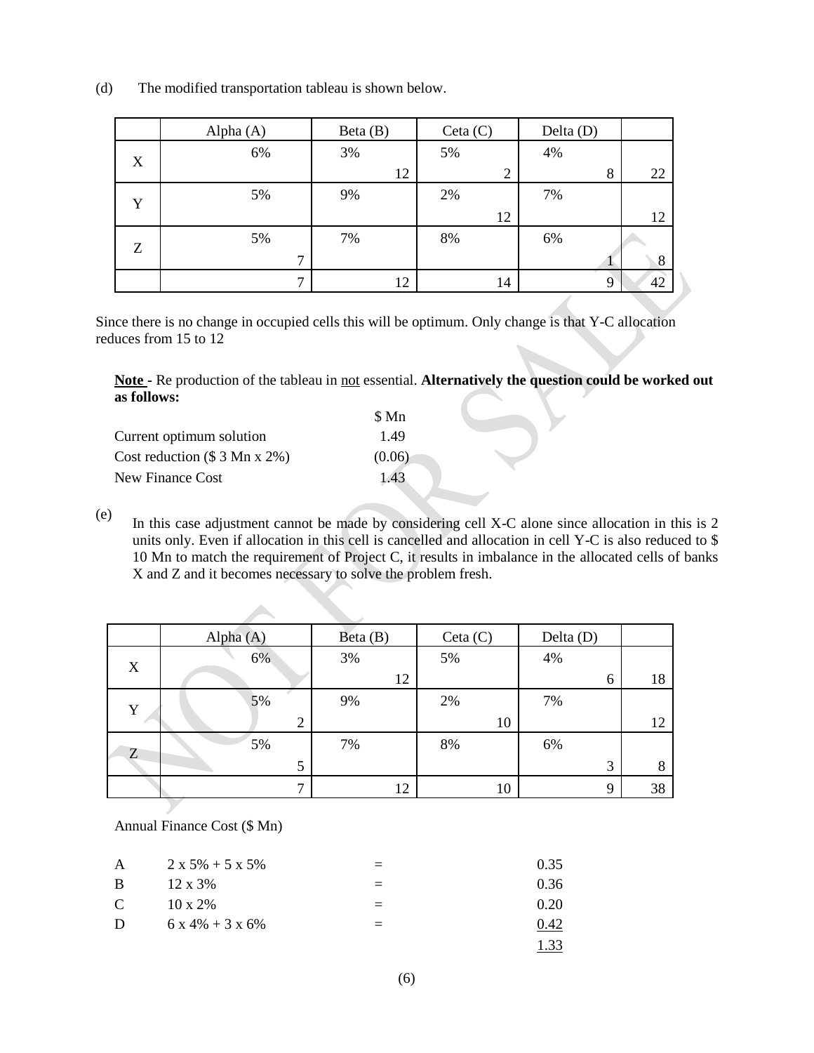(d) The modified transportation tableau is shown below.

| | Alpha (A) | Beta (B) | Ceta (C) | Delta (D) | |
|---|---|---|---|---|---|
| X | 6% | 3% 12 | 5% 2 | 4% 8 | 22 |
| Y | 5% | 9% | 2% 12 | 7% | 12 |
| Z | 5% 7 | 7% | 8% | 6% 1 | 8 |
| | 7 | 12 | 14 | 9 | 42 |

Since there is no change in occupied cells this will be optimum. Only change is that Y-C allocation reduces from 15 to 12

**Note** - Re production of the tableau in not essential. **Alternatively the question could be worked out as follows:**

| | $ Mn |
|---|---|
| Current optimum solution | 1.49 |
| Cost reduction ($ 3 Mn x 2%) | (0.06) |
| New Finance Cost | 1.43 |

(e) In this case adjustment cannot be made by considering cell X-C alone since allocation in this is 2 units only. Even if allocation in this cell is cancelled and allocation in cell Y-C is also reduced to $ 10 Mn to match the requirement of Project C, it results in imbalance in the allocated cells of banks X and Z and it becomes necessary to solve the problem fresh.

| | Alpha (A) | Beta (B) | Ceta (C) | Delta (D) | |
|---|---|---|---|---|---|
| X | 6% | 3% 12 | 5% | 4% 6 | 18 |
| Y | 5% 2 | 9% | 2% 10 | 7% | 12 |
| Z | 5% 5 | 7% | 8% | 6% 3 | 8 |
| | 7 | 12 | 10 | 9 | 38 |

Annual Finance Cost ($ Mn)

| | | | |
|---|---|---|---|
| A | 2 x 5% + 5 x 5% | = | 0.35 |
| B | 12 x 3% | = | 0.36 |
| C | 10 x 2% | = | 0.20 |
| D | 6 x 4% + 3 x 6% | = | 0.42 |
| | | | 1.33 |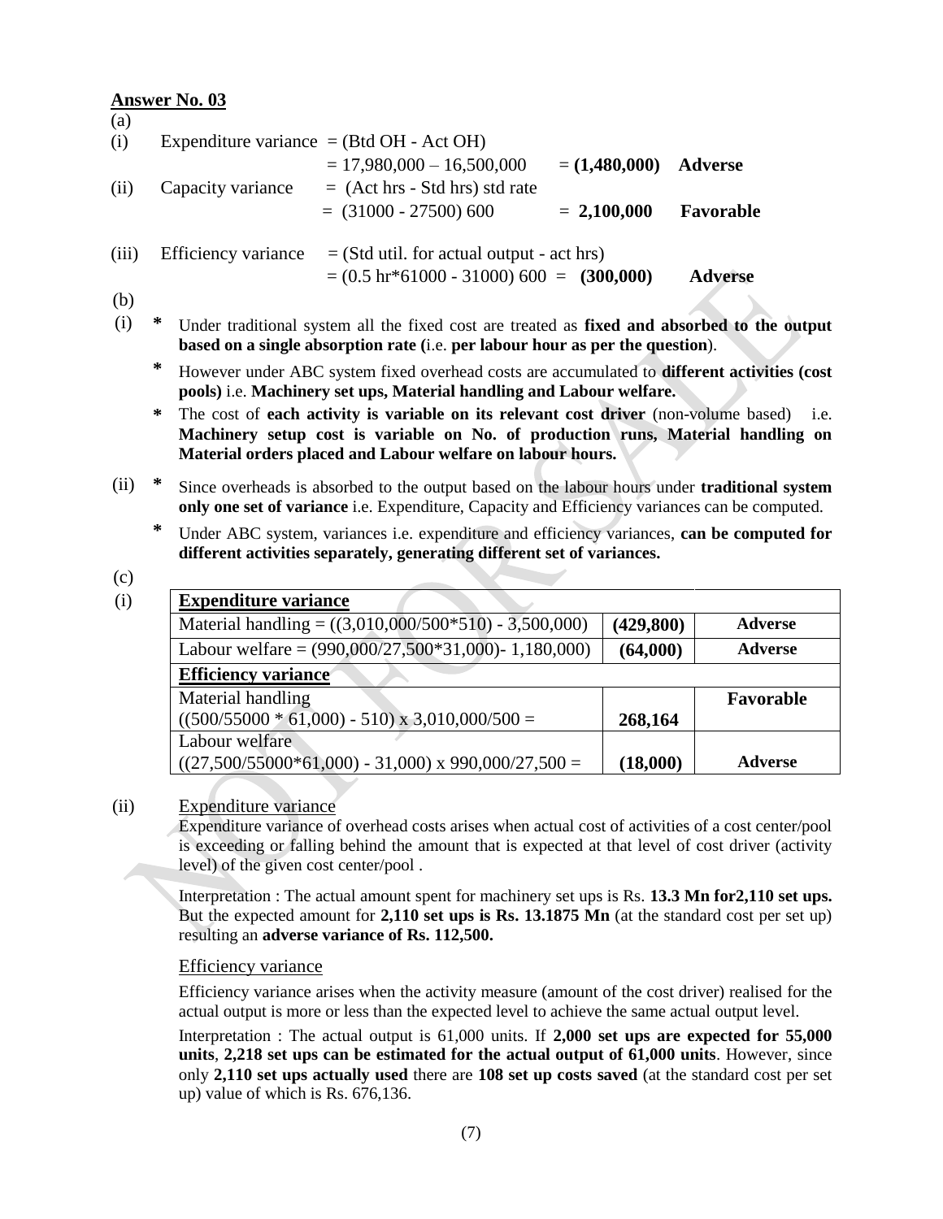**Answer No. 03**

(a)

(i) Expenditure variance = (Btd OH - Act OH)
= 17,980,000 – 16,500,000 = **(1,480,000)** **Adverse**

(ii) Capacity variance = (Act hrs - Std hrs) std rate
= (31000 - 27500) 600 = **2,100,000** **Favorable**

(iii) Efficiency variance = (Std util. for actual output - act hrs)
= (0.5 hr*61000 - 31000) 600 = **(300,000)** **Adverse**

(b)

(i)

- Under traditional system all the fixed cost are treated as **fixed and absorbed to the output based on a single absorption rate (**i.e. **per labour hour as per the question**).
- However under ABC system fixed overhead costs are accumulated to **different activities (cost pools)** i.e. **Machinery set ups, Material handling and Labour welfare.**
- The cost of **each activity is variable on its relevant cost driver** (non-volume based) i.e. **Machinery setup cost is variable on No. of production runs, Material handling on Material orders placed and Labour welfare on labour hours.**

(ii)

- Since overheads is absorbed to the output based on the labour hours under **traditional system only one set of variance** i.e. Expenditure, Capacity and Efficiency variances can be computed.
- Under ABC system, variances i.e. expenditure and efficiency variances, **can be computed for different activities separately, generating different set of variances.**

(c)

(i)

| **Expenditure variance** | | |
|---|---|---|
| Material handling = ((3,010,000/500*510) - 3,500,000) | **(429,800)** | **Adverse** |
| Labour welfare = (990,000/27,500*31,000)- 1,180,000) | **(64,000)** | **Adverse** |
| **Efficiency variance** | | |
| Material handling ((500/55000 * 61,000) - 510) x 3,010,000/500 = | **268,164** | **Favorable** |
| Labour welfare ((27,500/55000*61,000) - 31,000) x 990,000/27,500 = | **(18,000)** | **Adverse** |

(ii) Expenditure variance

Expenditure variance of overhead costs arises when actual cost of activities of a cost center/pool is exceeding or falling behind the amount that is expected at that level of cost driver (activity level) of the given cost center/pool .

Interpretation : The actual amount spent for machinery set ups is Rs. **13.3 Mn for2,110 set ups.** But the expected amount for **2,110 set ups is Rs. 13.1875 Mn** (at the standard cost per set up) resulting an **adverse variance of Rs. 112,500.**

Efficiency variance

Efficiency variance arises when the activity measure (amount of the cost driver) realised for the actual output is more or less than the expected level to achieve the same actual output level.

Interpretation : The actual output is 61,000 units. If **2,000 set ups are expected for 55,000 units**, **2,218 set ups can be estimated for the actual output of 61,000 units**. However, since only **2,110 set ups actually used** there are **108 set up costs saved** (at the standard cost per set up) value of which is Rs. 676,136.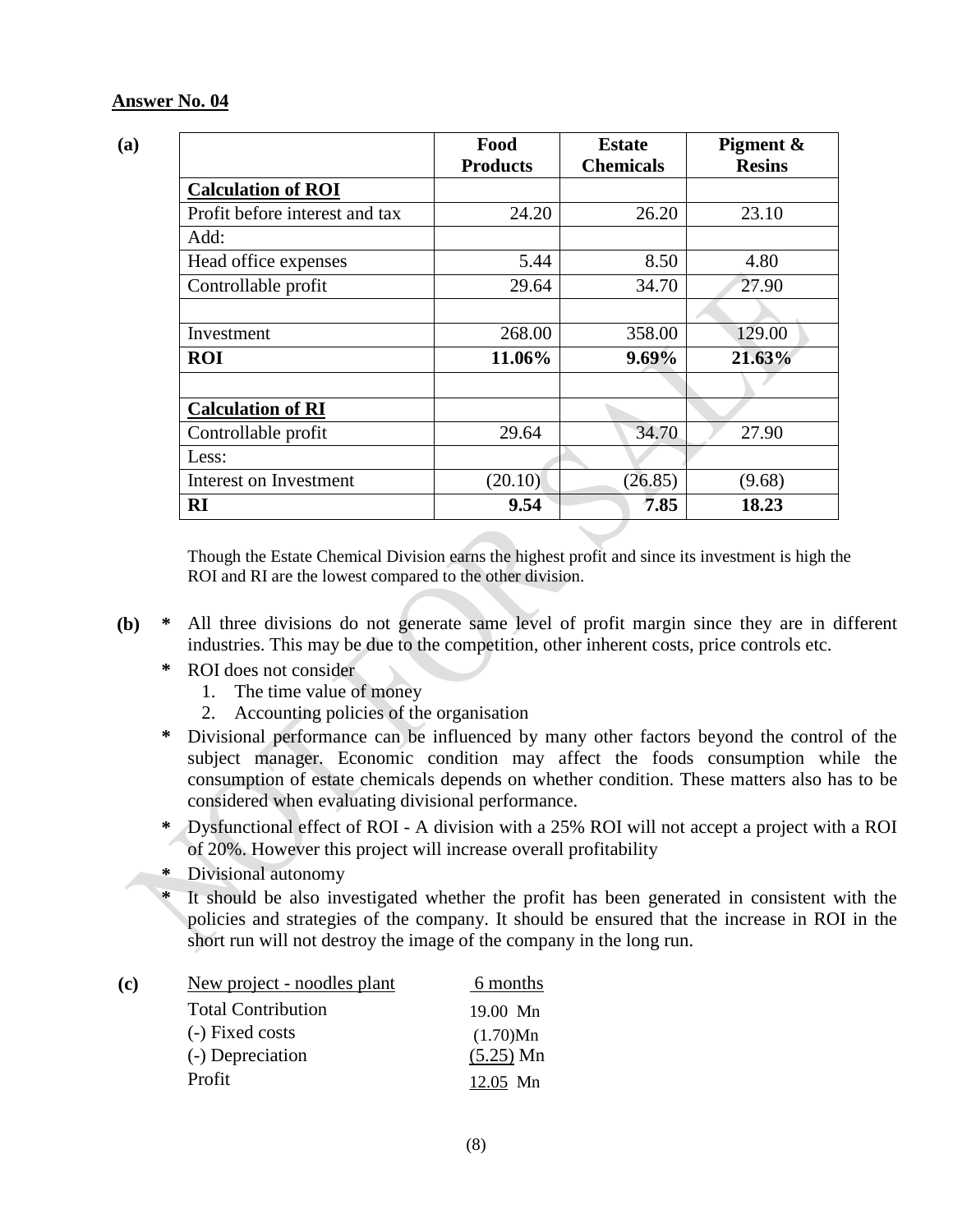**Answer No. 04**

**(a)**

| | **Food Products** | **Estate Chemicals** | **Pigment & Resins** |
|---|---|---|---|
| **Calculation of ROI** | | | |
| Profit before interest and tax | 24.20 | 26.20 | 23.10 |
| Add: | | | |
| Head office expenses | 5.44 | 8.50 | 4.80 |
| Controllable profit | 29.64 | 34.70 | 27.90 |
| | | | |
| Investment | 268.00 | 358.00 | 129.00 |
| **ROI** | **11.06%** | **9.69%** | **21.63%** |
| | | | |
| **Calculation of RI** | | | |
| Controllable profit | 29.64 | 34.70 | 27.90 |
| Less: | | | |
| Interest on Investment | (20.10) | (26.85) | (9.68) |
| **RI** | **9.54** | **7.85** | **18.23** |

Though the Estate Chemical Division earns the highest profit and since its investment is high the ROI and RI are the lowest compared to the other division.

**(b)**

* All three divisions do not generate same level of profit margin since they are in different industries. This may be due to the competition, other inherent costs, price controls etc.
* ROI does not consider
  1. The time value of money
  2. Accounting policies of the organisation
* Divisional performance can be influenced by many other factors beyond the control of the subject manager. Economic condition may affect the foods consumption while the consumption of estate chemicals depends on whether condition. These matters also has to be considered when evaluating divisional performance.
* Dysfunctional effect of ROI - A division with a 25% ROI will not accept a project with a ROI of 20%. However this project will increase overall profitability
* Divisional autonomy
* It should be also investigated whether the profit has been generated in consistent with the policies and strategies of the company. It should be ensured that the increase in ROI in the short run will not destroy the image of the company in the long run.

**(c)**

| New project - noodles plant | 6 months |
|---|---|
| Total Contribution | 19.00 Mn |
| (-) Fixed costs | (1.70)Mn |
| (-) Depreciation | (5.25) Mn |
| Profit | 12.05 Mn |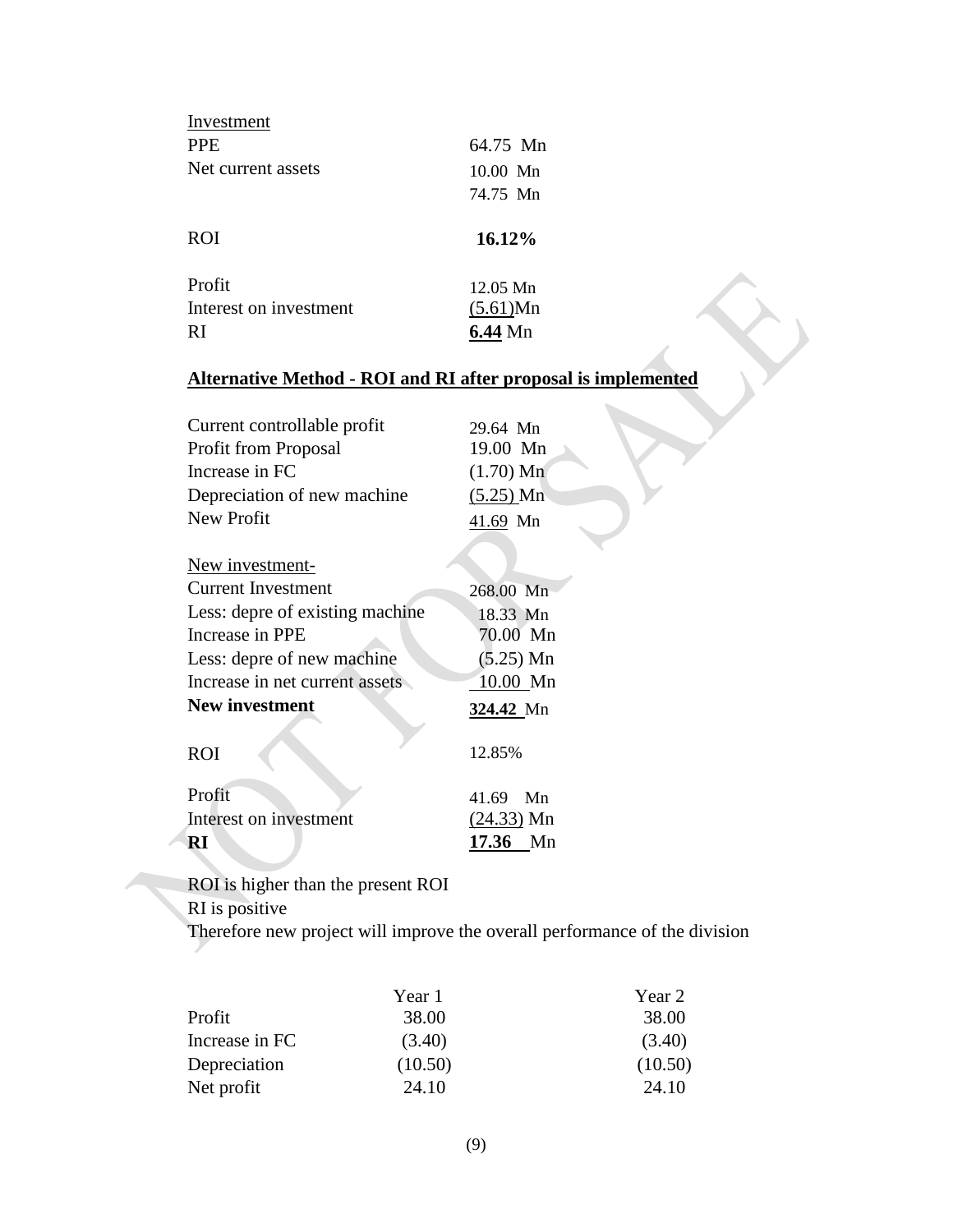| Investment | |
|---|---|
| PPE | 64.75 Mn |
| Net current assets | 10.00 Mn |
| | 74.75 Mn |

| | |
|---|---|
| ROI | **16.12%** |

| | |
|---|---|
| Profit | 12.05 Mn |
| Interest on investment | (5.61)Mn |
| RI | **6.44** Mn |

**Alternative Method - ROI and RI after proposal is implemented**

| | |
|---|---|
| Current controllable profit | 29.64 Mn |
| Profit from Proposal | 19.00 Mn |
| Increase in FC | (1.70) Mn |
| Depreciation of new machine | (5.25) Mn |
| New Profit | 41.69 Mn |

| New investment- | |
|---|---|
| Current Investment | 268.00 Mn |
| Less: depre of existing machine | 18.33 Mn |
| Increase in PPE | 70.00 Mn |
| Less: depre of new machine | (5.25) Mn |
| Increase in net current assets | 10.00 Mn |
| **New investment** | **324.42** Mn |

| | |
|---|---|
| ROI | 12.85% |

| | |
|---|---|
| Profit | 41.69 Mn |
| Interest on investment | (24.33) Mn |
| **RI** | **17.36** Mn |

ROI is higher than the present ROI

RI is positive

Therefore new project will improve the overall performance of the division

| | Year 1 | Year 2 |
|---|---|---|
| Profit | 38.00 | 38.00 |
| Increase in FC | (3.40) | (3.40) |
| Depreciation | (10.50) | (10.50) |
| Net profit | 24.10 | 24.10 |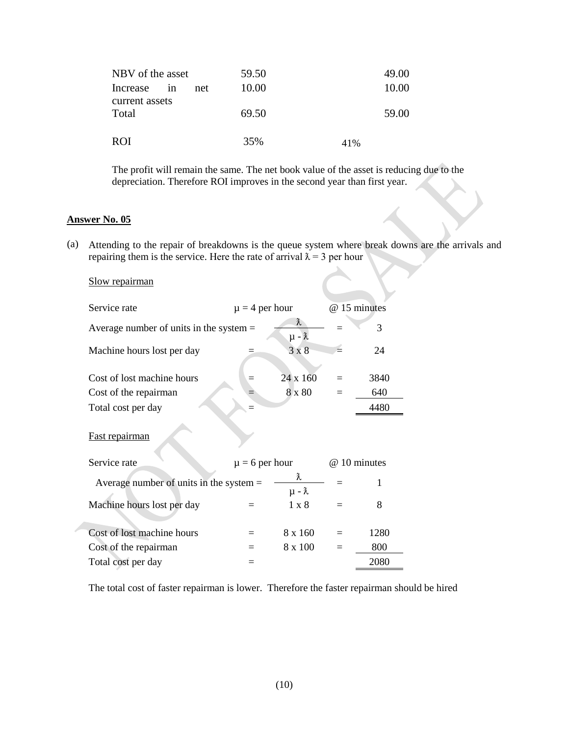| | | |
|---|---|---|
| NBV of the asset | 59.50 | 49.00 |
| Increase in net current assets | 10.00 | 10.00 |
| Total | 69.50 | 59.00 |
| ROI | 35% | 41% |

The profit will remain the same. The net book value of the asset is reducing due to the depreciation. Therefore ROI improves in the second year than first year.

**Answer No. 05**

(a) Attending to the repair of breakdowns is the queue system where break downs are the arrivals and repairing them is the service. Here the rate of arrival $\lambda = 3$ per hour

Slow repairman

| | | | | |
|---|---|---|---|---|
| Service rate | | $\mu = 4$ per hour | | @ 15 minutes |
| Average number of units in the system | = | $\dfrac{\lambda}{\mu - \lambda}$ | = | 3 |
| Machine hours lost per day | = | 3 x 8 | = | 24 |
| Cost of lost machine hours | = | 24 x 160 | = | 3840 |
| Cost of the repairman | = | 8 x 80 | = | 640 |
| Total cost per day | = | | | 4480 |

Fast repairman

| | | | | |
|---|---|---|---|---|
| Service rate | | $\mu = 6$ per hour | | @ 10 minutes |
| Average number of units in the system | = | $\dfrac{\lambda}{\mu - \lambda}$ | = | 1 |
| Machine hours lost per day | = | 1 x 8 | = | 8 |
| Cost of lost machine hours | = | 8 x 160 | = | 1280 |
| Cost of the repairman | = | 8 x 100 | = | 800 |
| Total cost per day | = | | | 2080 |

The total cost of faster repairman is lower. Therefore the faster repairman should be hired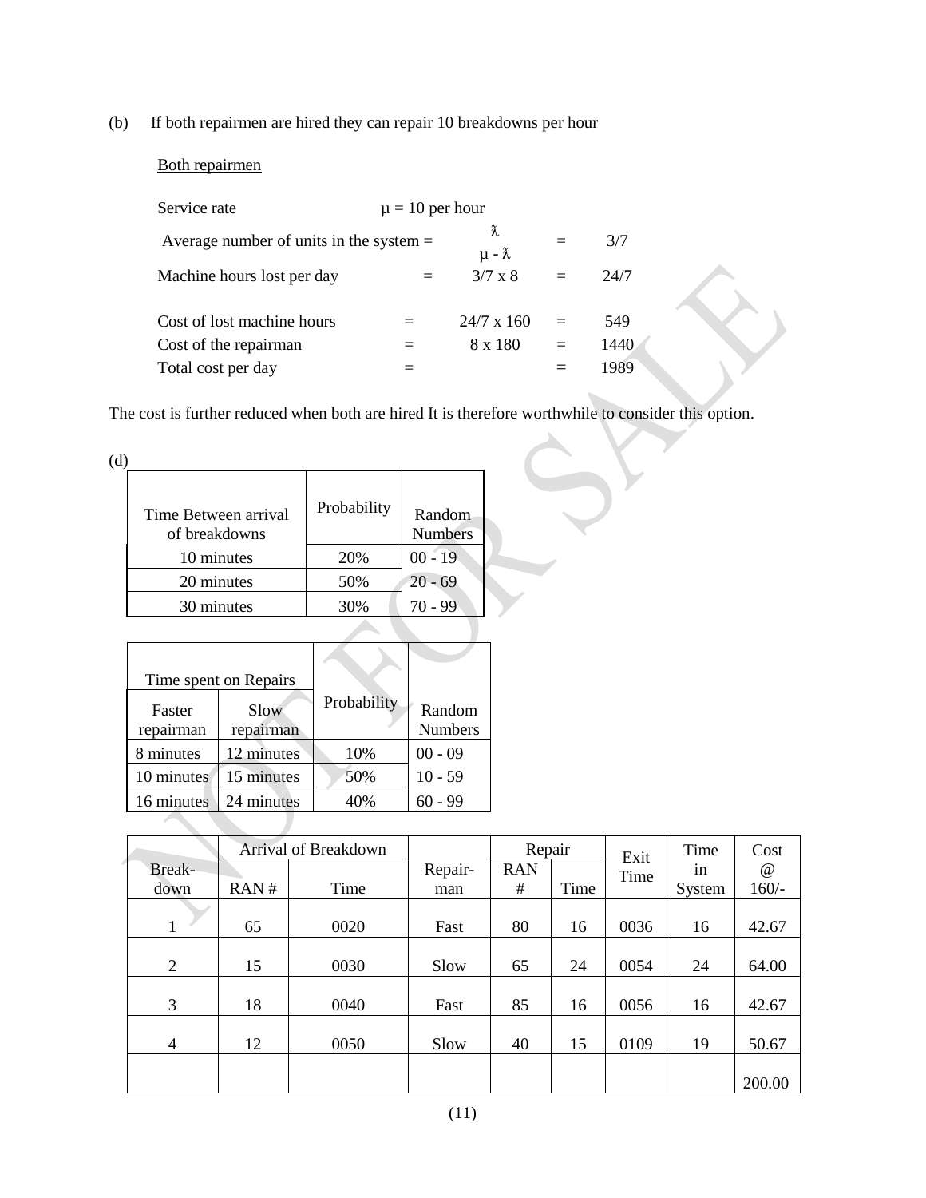(b) If both repairmen are hired they can repair 10 breakdowns per hour

<u>Both repairmen</u>

Service rate $\mu = 10$ per hour

Average number of units in the system = $\dfrac{\lambda}{\mu - \lambda}$ = 3/7

Machine hours lost per day = 3/7 x 8 = 24/7

Cost of lost machine hours = 24/7 x 160 = 549

Cost of the repairman = 8 x 180 = 1440

Total cost per day = = 1989

The cost is further reduced when both are hired It is therefore worthwhile to consider this option.

(d)

| Time Between arrival of breakdowns | Probability | Random Numbers |
|---|---|---|
| 10 minutes | 20% | 00 - 19 |
| 20 minutes | 50% | 20 - 69 |
| 30 minutes | 30% | 70 - 99 |

| Time spent on Repairs | | Probability | Random Numbers |
|---|---|---|---|
| Faster repairman | Slow repairman | | |
| 8 minutes | 12 minutes | 10% | 00 - 09 |
| 10 minutes | 15 minutes | 50% | 10 - 59 |
| 16 minutes | 24 minutes | 40% | 60 - 99 |

| Break-down | Arrival of Breakdown | | Repair-man | Repair | | Exit Time | Time in System | Cost @ 160/- |
|---|---|---|---|---|---|---|---|---|
| | RAN # | Time | | RAN # | Time | | | |
| 1 | 65 | 0020 | Fast | 80 | 16 | 0036 | 16 | 42.67 |
| 2 | 15 | 0030 | Slow | 65 | 24 | 0054 | 24 | 64.00 |
| 3 | 18 | 0040 | Fast | 85 | 16 | 0056 | 16 | 42.67 |
| 4 | 12 | 0050 | Slow | 40 | 15 | 0109 | 19 | 50.67 |
| | | | | | | | | 200.00 |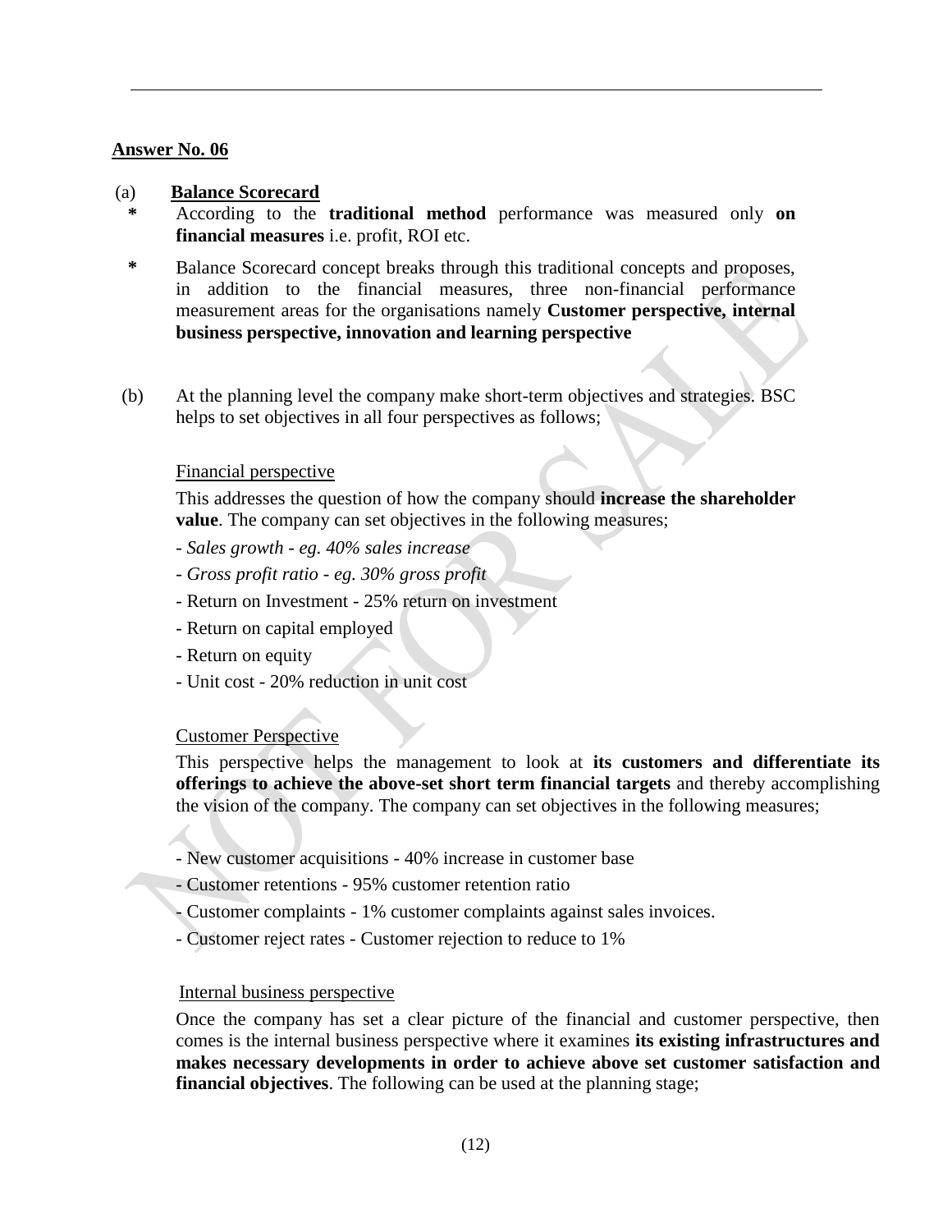**Answer No. 06**

(a) **Balance Scorecard**

* According to the **traditional method** performance was measured only **on financial measures** i.e. profit, ROI etc.

* Balance Scorecard concept breaks through this traditional concepts and proposes, in addition to the financial measures, three non-financial performance measurement areas for the organisations namely **Customer perspective, internal business perspective, innovation and learning perspective**

(b) At the planning level the company make short-term objectives and strategies. BSC helps to set objectives in all four perspectives as follows;

Financial perspective

This addresses the question of how the company should **increase the shareholder value**. The company can set objectives in the following measures;

- *Sales growth - eg. 40% sales increase*
- *Gross profit ratio - eg. 30% gross profit*
- Return on Investment - 25% return on investment
- Return on capital employed
- Return on equity
- Unit cost - 20% reduction in unit cost

Customer Perspective

This perspective helps the management to look at **its customers and differentiate its offerings to achieve the above-set short term financial targets** and thereby accomplishing the vision of the company. The company can set objectives in the following measures;

- New customer acquisitions - 40% increase in customer base
- Customer retentions - 95% customer retention ratio
- Customer complaints - 1% customer complaints against sales invoices.
- Customer reject rates - Customer rejection to reduce to 1%

Internal business perspective

Once the company has set a clear picture of the financial and customer perspective, then comes is the internal business perspective where it examines **its existing infrastructures and makes necessary developments in order to achieve above set customer satisfaction and financial objectives**. The following can be used at the planning stage;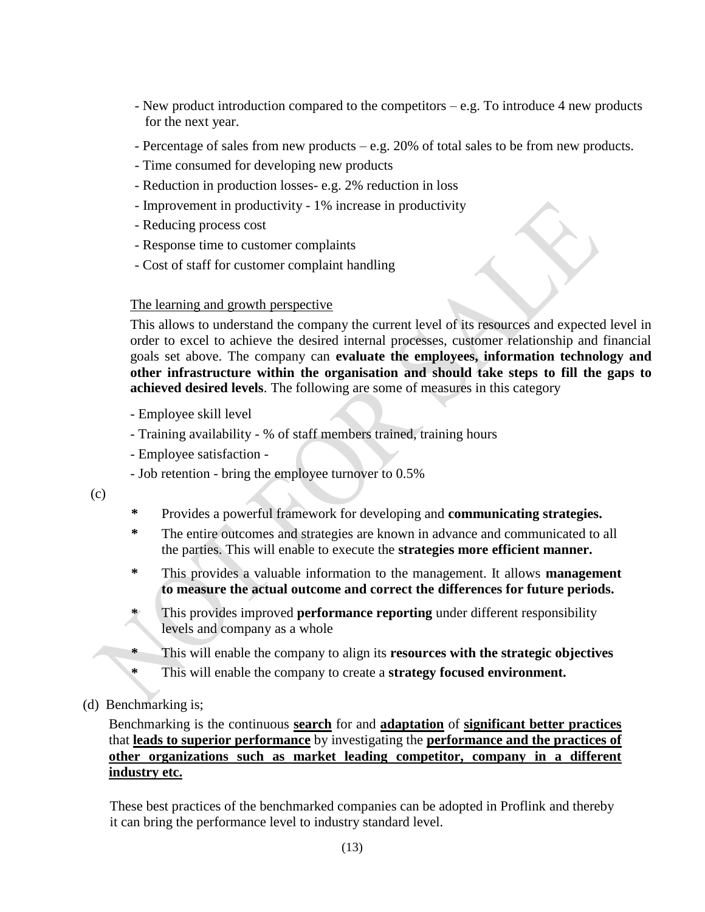- New product introduction compared to the competitors – e.g. To introduce 4 new products for the next year.
- Percentage of sales from new products – e.g. 20% of total sales to be from new products.
- Time consumed for developing new products
- Reduction in production losses- e.g. 2% reduction in loss
- Improvement in productivity - 1% increase in productivity
- Reducing process cost
- Response time to customer complaints
- Cost of staff for customer complaint handling

The learning and growth perspective

This allows to understand the company the current level of its resources and expected level in order to excel to achieve the desired internal processes, customer relationship and financial goals set above. The company can **evaluate the employees, information technology and other infrastructure within the organisation and should take steps to fill the gaps to achieved desired levels**. The following are some of measures in this category

- Employee skill level
- Training availability - % of staff members trained, training hours
- Employee satisfaction -
- Job retention - bring the employee turnover to 0.5%

(c)

* Provides a powerful framework for developing and **communicating strategies.**
* The entire outcomes and strategies are known in advance and communicated to all the parties. This will enable to execute the **strategies more efficient manner.**
* This provides a valuable information to the management. It allows **management to measure the actual outcome and correct the differences for future periods.**
* This provides improved **performance reporting** under different responsibility levels and company as a whole
* This will enable the company to align its **resources with the strategic objectives**
* This will enable the company to create a **strategy focused environment.**

(d) Benchmarking is;

Benchmarking is the continuous <u>**search**</u> for and <u>**adaptation**</u> of <u>**significant better practices**</u> that <u>**leads to superior performance**</u> by investigating the <u>**performance and the practices of other organizations such as market leading competitor, company in a different industry etc.**</u>

These best practices of the benchmarked companies can be adopted in Proflink and thereby it can bring the performance level to industry standard level.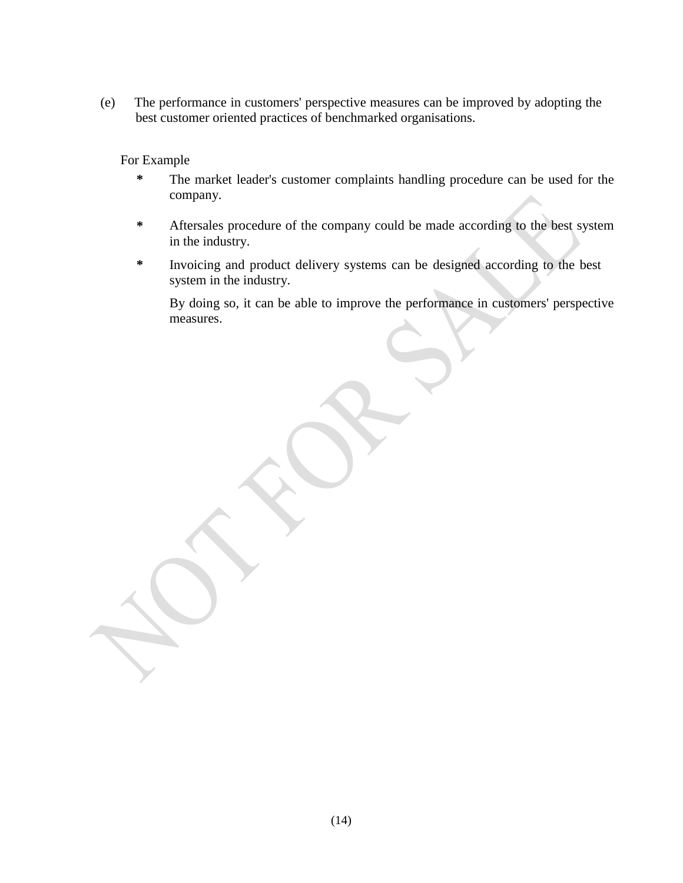(e) The performance in customers' perspective measures can be improved by adopting the best customer oriented practices of benchmarked organisations.

For Example

* The market leader's customer complaints handling procedure can be used for the company.
* Aftersales procedure of the company could be made according to the best system in the industry.
* Invoicing and product delivery systems can be designed according to the best system in the industry.

  By doing so, it can be able to improve the performance in customers' perspective measures.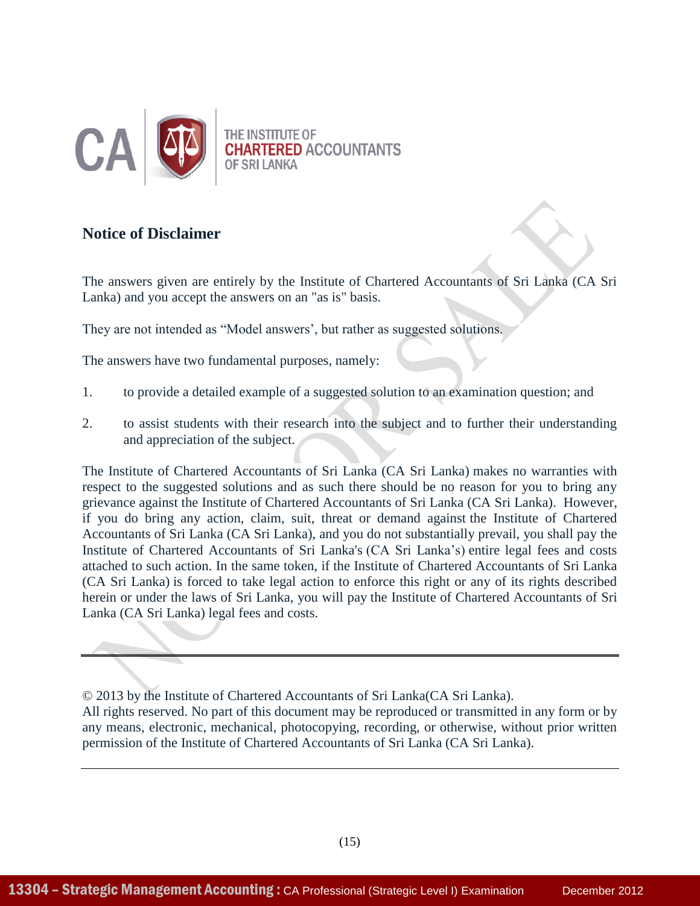## Notice of Disclaimer

The answers given are entirely by the Institute of Chartered Accountants of Sri Lanka (CA Sri Lanka) and you accept the answers on an "as is" basis.

They are not intended as "Model answers', but rather as suggested solutions.

The answers have two fundamental purposes, namely:

1. to provide a detailed example of a suggested solution to an examination question; and
2. to assist students with their research into the subject and to further their understanding and appreciation of the subject.

The Institute of Chartered Accountants of Sri Lanka (CA Sri Lanka) makes no warranties with respect to the suggested solutions and as such there should be no reason for you to bring any grievance against the Institute of Chartered Accountants of Sri Lanka (CA Sri Lanka). However, if you do bring any action, claim, suit, threat or demand against the Institute of Chartered Accountants of Sri Lanka (CA Sri Lanka), and you do not substantially prevail, you shall pay the Institute of Chartered Accountants of Sri Lanka's (CA Sri Lanka's) entire legal fees and costs attached to such action. In the same token, if the Institute of Chartered Accountants of Sri Lanka (CA Sri Lanka) is forced to take legal action to enforce this right or any of its rights described herein or under the laws of Sri Lanka, you will pay the Institute of Chartered Accountants of Sri Lanka (CA Sri Lanka) legal fees and costs.

---

© 2013 by the Institute of Chartered Accountants of Sri Lanka(CA Sri Lanka).
All rights reserved. No part of this document may be reproduced or transmitted in any form or by any means, electronic, mechanical, photocopying, recording, or otherwise, without prior written permission of the Institute of Chartered Accountants of Sri Lanka (CA Sri Lanka).